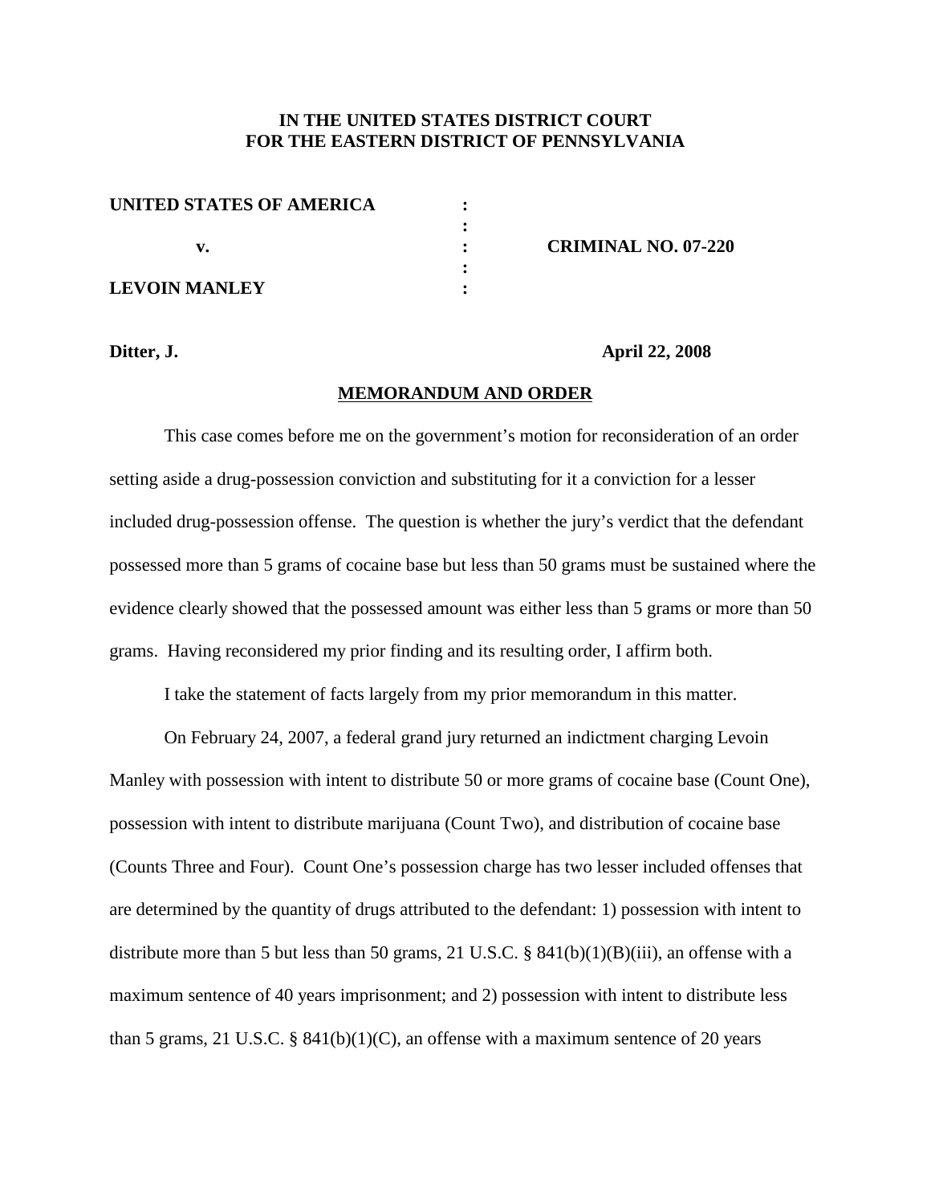**IN THE UNITED STATES DISTRICT COURT**
**FOR THE EASTERN DISTRICT OF PENNSYLVANIA**

| | | |
|---|---|---|
| **UNITED STATES OF AMERICA** | : | |
| | : | |
| **v.** | : | **CRIMINAL NO. 07-220** |
| | : | |
| **LEVOIN MANLEY** | : | |

**Ditter, J.** **April 22, 2008**

**MEMORANDUM AND ORDER**

This case comes before me on the government's motion for reconsideration of an order setting aside a drug-possession conviction and substituting for it a conviction for a lesser included drug-possession offense. The question is whether the jury's verdict that the defendant possessed more than 5 grams of cocaine base but less than 50 grams must be sustained where the evidence clearly showed that the possessed amount was either less than 5 grams or more than 50 grams. Having reconsidered my prior finding and its resulting order, I affirm both.

I take the statement of facts largely from my prior memorandum in this matter.

On February 24, 2007, a federal grand jury returned an indictment charging Levoin Manley with possession with intent to distribute 50 or more grams of cocaine base (Count One), possession with intent to distribute marijuana (Count Two), and distribution of cocaine base (Counts Three and Four). Count One's possession charge has two lesser included offenses that are determined by the quantity of drugs attributed to the defendant: 1) possession with intent to distribute more than 5 but less than 50 grams, 21 U.S.C. § 841(b)(1)(B)(iii), an offense with a maximum sentence of 40 years imprisonment; and 2) possession with intent to distribute less than 5 grams, 21 U.S.C. § 841(b)(1)(C), an offense with a maximum sentence of 20 years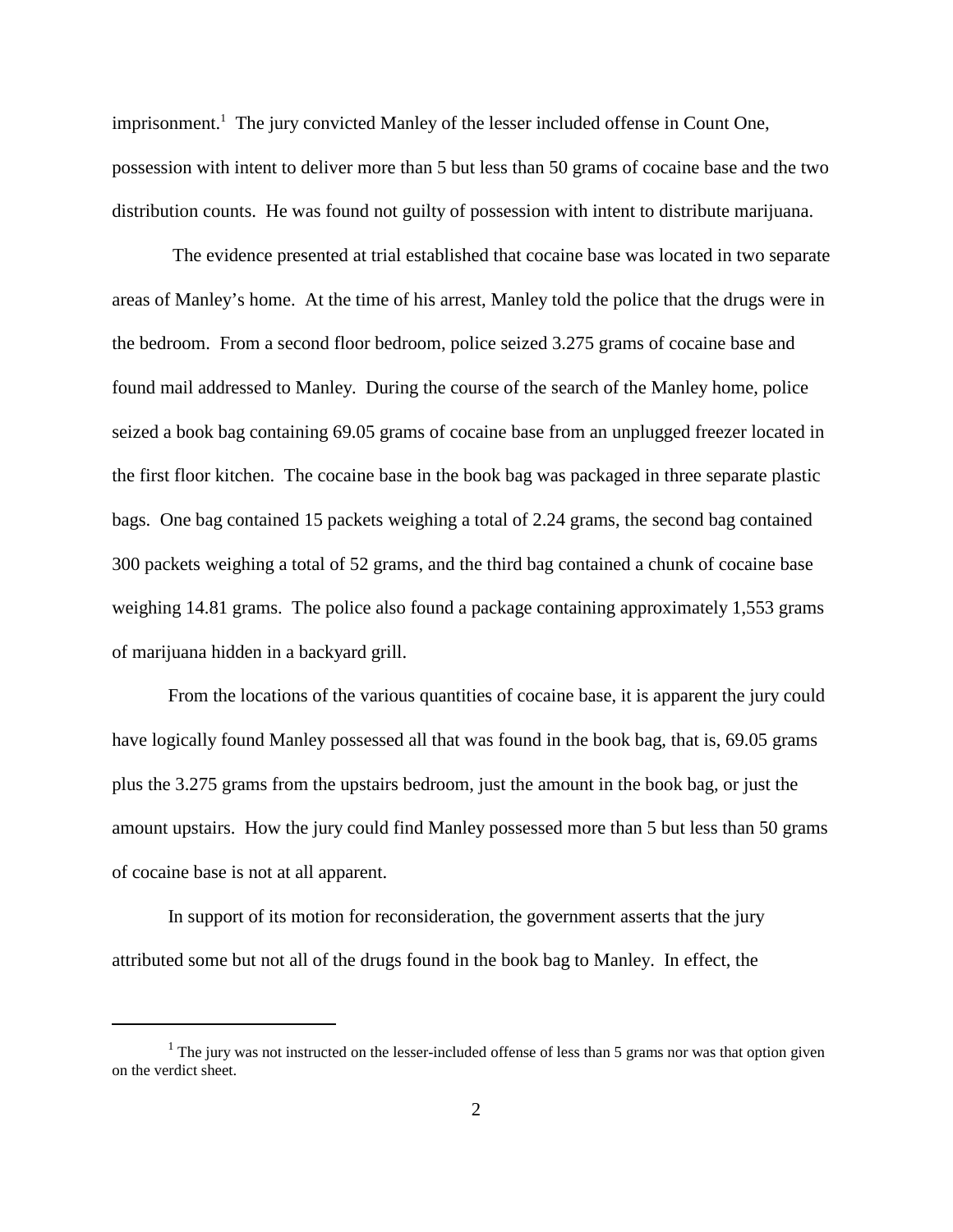imprisonment.[1] The jury convicted Manley of the lesser included offense in Count One, possession with intent to deliver more than 5 but less than 50 grams of cocaine base and the two distribution counts. He was found not guilty of possession with intent to distribute marijuana.

The evidence presented at trial established that cocaine base was located in two separate areas of Manley's home. At the time of his arrest, Manley told the police that the drugs were in the bedroom. From a second floor bedroom, police seized 3.275 grams of cocaine base and found mail addressed to Manley. During the course of the search of the Manley home, police seized a book bag containing 69.05 grams of cocaine base from an unplugged freezer located in the first floor kitchen. The cocaine base in the book bag was packaged in three separate plastic bags. One bag contained 15 packets weighing a total of 2.24 grams, the second bag contained 300 packets weighing a total of 52 grams, and the third bag contained a chunk of cocaine base weighing 14.81 grams. The police also found a package containing approximately 1,553 grams of marijuana hidden in a backyard grill.

From the locations of the various quantities of cocaine base, it is apparent the jury could have logically found Manley possessed all that was found in the book bag, that is, 69.05 grams plus the 3.275 grams from the upstairs bedroom, just the amount in the book bag, or just the amount upstairs. How the jury could find Manley possessed more than 5 but less than 50 grams of cocaine base is not at all apparent.

In support of its motion for reconsideration, the government asserts that the jury attributed some but not all of the drugs found in the book bag to Manley. In effect, the

---

[1] The jury was not instructed on the lesser-included offense of less than 5 grams nor was that option given on the verdict sheet.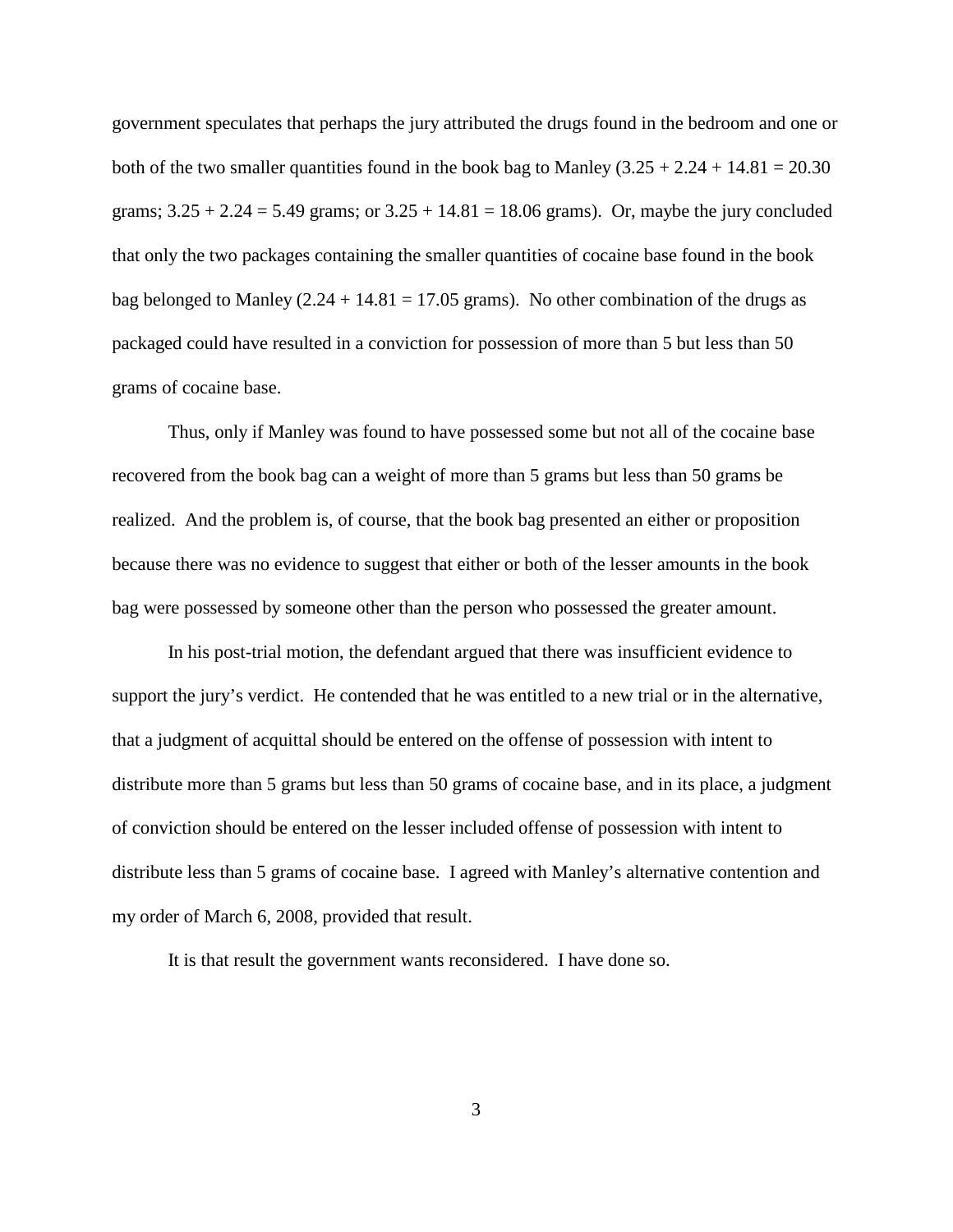government speculates that perhaps the jury attributed the drugs found in the bedroom and one or both of the two smaller quantities found in the book bag to Manley (3.25 + 2.24 + 14.81 = 20.30 grams; 3.25 + 2.24 = 5.49 grams; or 3.25 + 14.81 = 18.06 grams). Or, maybe the jury concluded that only the two packages containing the smaller quantities of cocaine base found in the book bag belonged to Manley (2.24 + 14.81 = 17.05 grams). No other combination of the drugs as packaged could have resulted in a conviction for possession of more than 5 but less than 50 grams of cocaine base.

Thus, only if Manley was found to have possessed some but not all of the cocaine base recovered from the book bag can a weight of more than 5 grams but less than 50 grams be realized. And the problem is, of course, that the book bag presented an either or proposition because there was no evidence to suggest that either or both of the lesser amounts in the book bag were possessed by someone other than the person who possessed the greater amount.

In his post-trial motion, the defendant argued that there was insufficient evidence to support the jury's verdict. He contended that he was entitled to a new trial or in the alternative, that a judgment of acquittal should be entered on the offense of possession with intent to distribute more than 5 grams but less than 50 grams of cocaine base, and in its place, a judgment of conviction should be entered on the lesser included offense of possession with intent to distribute less than 5 grams of cocaine base. I agreed with Manley's alternative contention and my order of March 6, 2008, provided that result.

It is that result the government wants reconsidered. I have done so.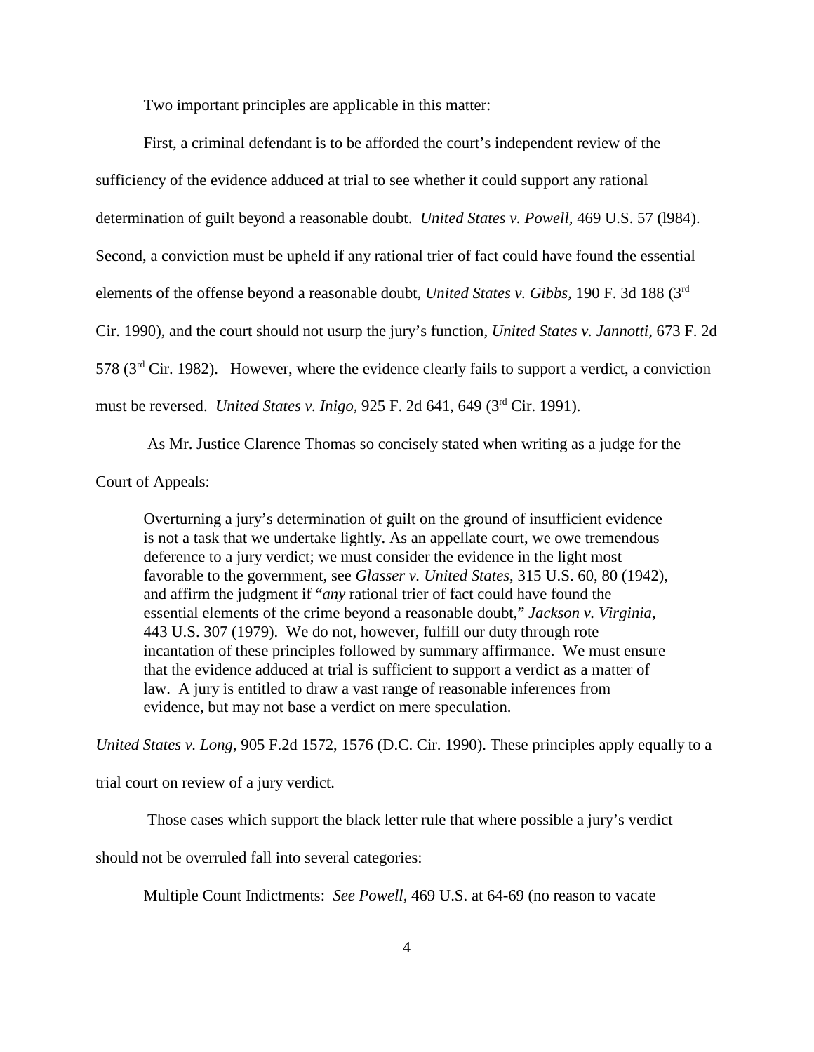Two important principles are applicable in this matter:

First, a criminal defendant is to be afforded the court's independent review of the sufficiency of the evidence adduced at trial to see whether it could support any rational determination of guilt beyond a reasonable doubt. *United States v. Powell,* 469 U.S. 57 (l984). Second, a conviction must be upheld if any rational trier of fact could have found the essential elements of the offense beyond a reasonable doubt, *United States v. Gibbs,* 190 F. 3d 188 (3rd Cir. 1990), and the court should not usurp the jury's function, *United States v. Jannotti,* 673 F. 2d 578 (3rd Cir. 1982). However, where the evidence clearly fails to support a verdict, a conviction must be reversed. *United States v. Inigo,* 925 F. 2d 641, 649 (3rd Cir. 1991).

As Mr. Justice Clarence Thomas so concisely stated when writing as a judge for the Court of Appeals:

> Overturning a jury's determination of guilt on the ground of insufficient evidence is not a task that we undertake lightly. As an appellate court, we owe tremendous deference to a jury verdict; we must consider the evidence in the light most favorable to the government, see *Glasser v. United States*, 315 U.S. 60, 80 (1942), and affirm the judgment if "*any* rational trier of fact could have found the essential elements of the crime beyond a reasonable doubt," *Jackson v. Virginia*, 443 U.S. 307 (1979). We do not, however, fulfill our duty through rote incantation of these principles followed by summary affirmance. We must ensure that the evidence adduced at trial is sufficient to support a verdict as a matter of law. A jury is entitled to draw a vast range of reasonable inferences from evidence, but may not base a verdict on mere speculation.

*United States v. Long*, 905 F.2d 1572, 1576 (D.C. Cir. 1990). These principles apply equally to a trial court on review of a jury verdict.

Those cases which support the black letter rule that where possible a jury's verdict should not be overruled fall into several categories:

Multiple Count Indictments: *See Powell,* 469 U.S. at 64-69 (no reason to vacate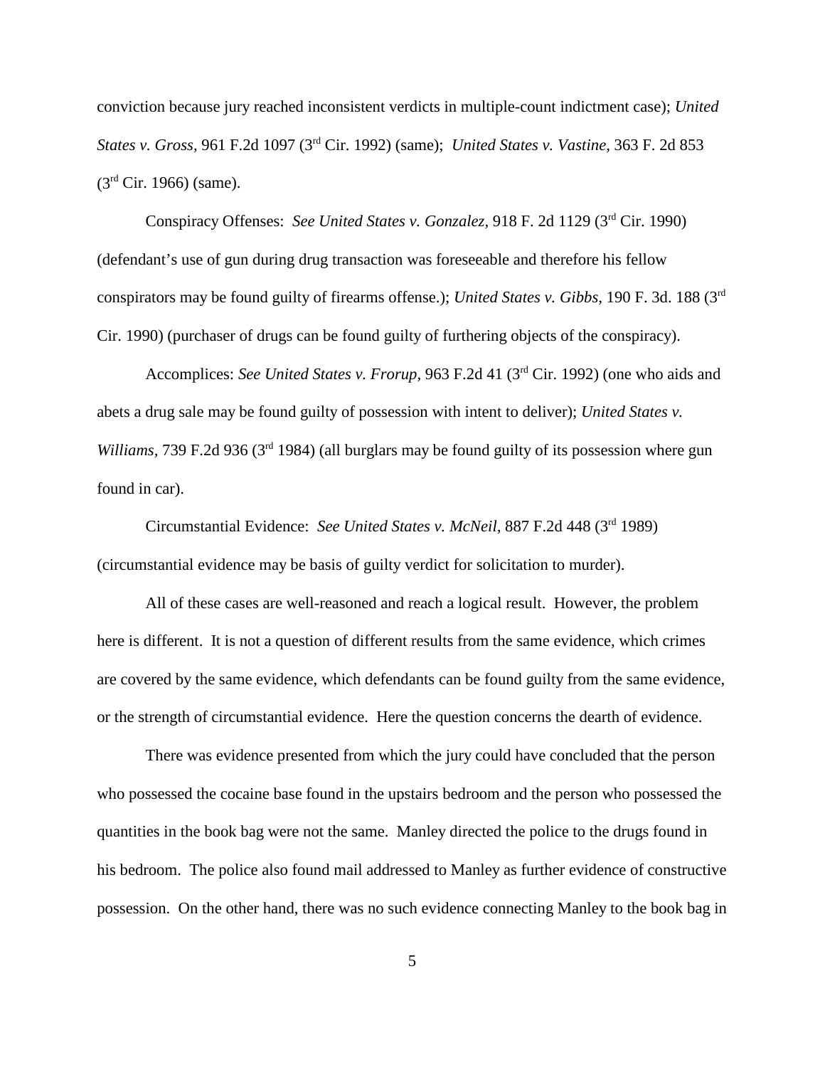conviction because jury reached inconsistent verdicts in multiple-count indictment case); *United States v. Gross,* 961 F.2d 1097 (3rd Cir. 1992) (same); *United States v. Vastine,* 363 F. 2d 853 (3rd Cir. 1966) (same).

Conspiracy Offenses: *See United States v. Gonzalez,* 918 F. 2d 1129 (3rd Cir. 1990) (defendant's use of gun during drug transaction was foreseeable and therefore his fellow conspirators may be found guilty of firearms offense.); *United States v. Gibbs,* 190 F. 3d. 188 (3rd Cir. 1990) (purchaser of drugs can be found guilty of furthering objects of the conspiracy).

Accomplices: *See United States v. Frorup,* 963 F.2d 41 (3rd Cir. 1992) (one who aids and abets a drug sale may be found guilty of possession with intent to deliver); *United States v. Williams,* 739 F.2d 936 (3rd 1984) (all burglars may be found guilty of its possession where gun found in car).

Circumstantial Evidence: *See United States v. McNeil,* 887 F.2d 448 (3rd 1989) (circumstantial evidence may be basis of guilty verdict for solicitation to murder).

All of these cases are well-reasoned and reach a logical result. However, the problem here is different. It is not a question of different results from the same evidence, which crimes are covered by the same evidence, which defendants can be found guilty from the same evidence, or the strength of circumstantial evidence. Here the question concerns the dearth of evidence.

There was evidence presented from which the jury could have concluded that the person who possessed the cocaine base found in the upstairs bedroom and the person who possessed the quantities in the book bag were not the same. Manley directed the police to the drugs found in his bedroom. The police also found mail addressed to Manley as further evidence of constructive possession. On the other hand, there was no such evidence connecting Manley to the book bag in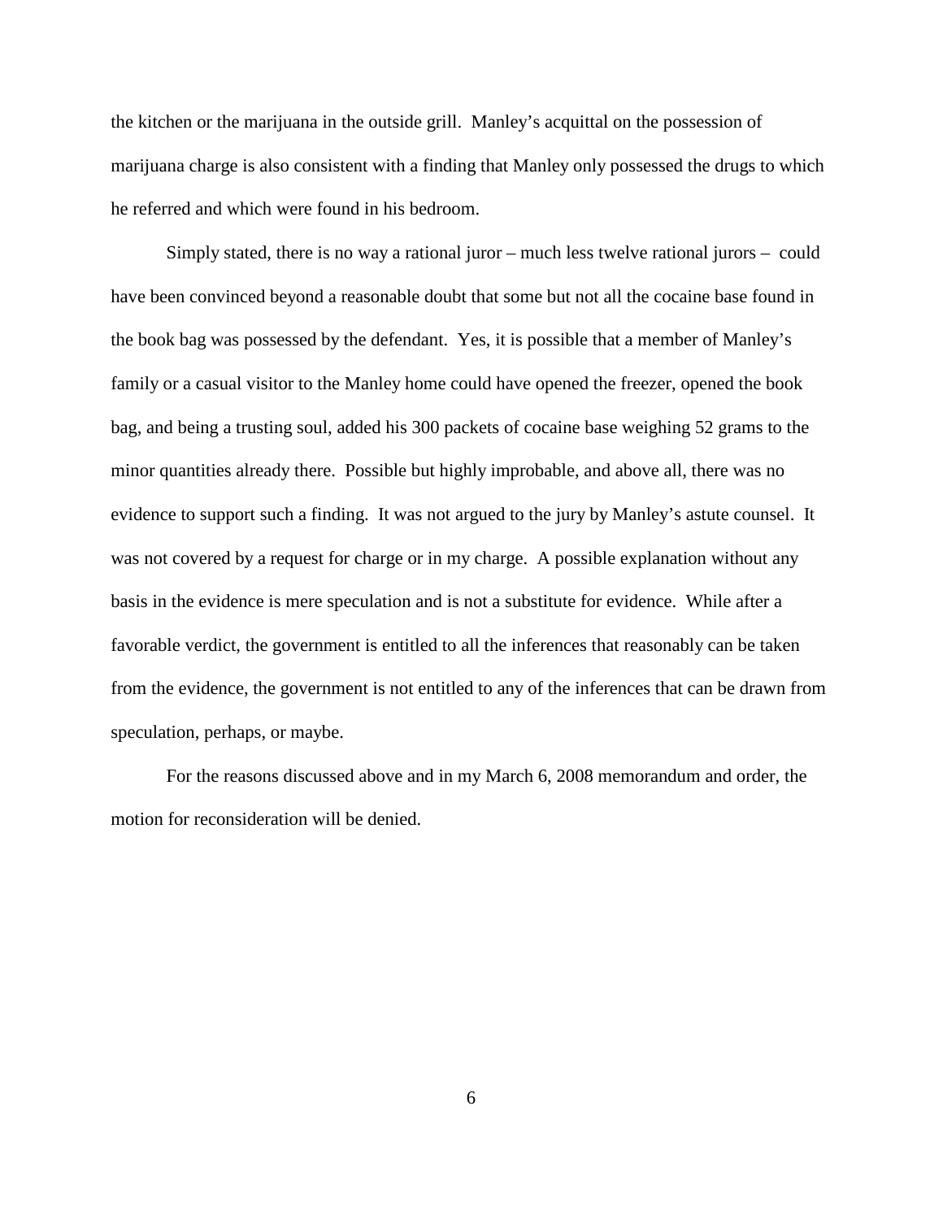the kitchen or the marijuana in the outside grill. Manley's acquittal on the possession of marijuana charge is also consistent with a finding that Manley only possessed the drugs to which he referred and which were found in his bedroom.

Simply stated, there is no way a rational juror – much less twelve rational jurors – could have been convinced beyond a reasonable doubt that some but not all the cocaine base found in the book bag was possessed by the defendant. Yes, it is possible that a member of Manley's family or a casual visitor to the Manley home could have opened the freezer, opened the book bag, and being a trusting soul, added his 300 packets of cocaine base weighing 52 grams to the minor quantities already there. Possible but highly improbable, and above all, there was no evidence to support such a finding. It was not argued to the jury by Manley's astute counsel. It was not covered by a request for charge or in my charge. A possible explanation without any basis in the evidence is mere speculation and is not a substitute for evidence. While after a favorable verdict, the government is entitled to all the inferences that reasonably can be taken from the evidence, the government is not entitled to any of the inferences that can be drawn from speculation, perhaps, or maybe.

For the reasons discussed above and in my March 6, 2008 memorandum and order, the motion for reconsideration will be denied.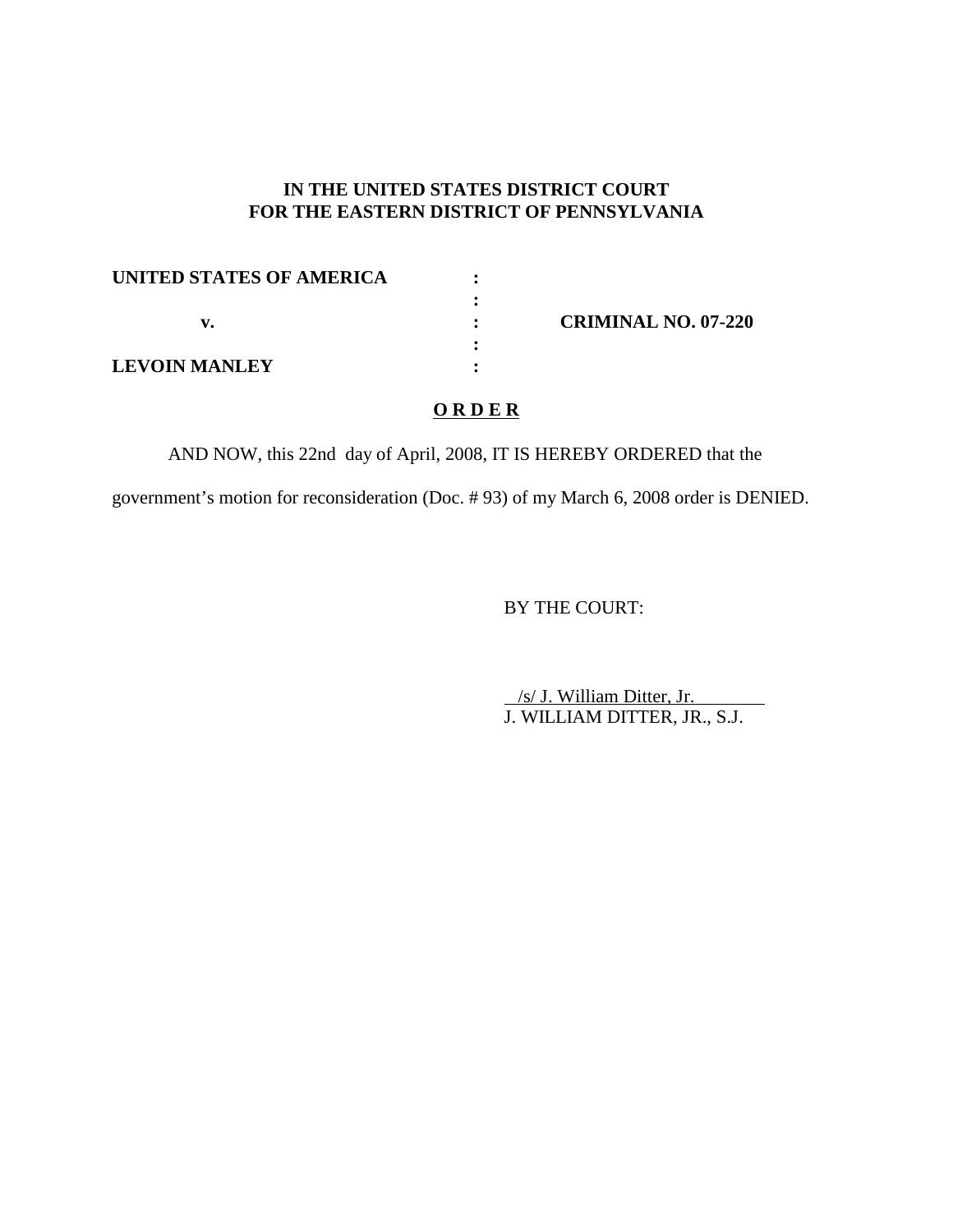**IN THE UNITED STATES DISTRICT COURT**
**FOR THE EASTERN DISTRICT OF PENNSYLVANIA**

| | | |
|---|---|---|
| **UNITED STATES OF AMERICA** | : | |
| | : | |
| **v.** | : | **CRIMINAL NO. 07-220** |
| | : | |
| **LEVOIN MANLEY** | : | |

**O R D E R**

AND NOW, this 22nd day of April, 2008, IT IS HEREBY ORDERED that the government's motion for reconsideration (Doc. # 93) of my March 6, 2008 order is DENIED.

BY THE COURT:

/s/ J. William Ditter, Jr.
J. WILLIAM DITTER, JR., S.J.